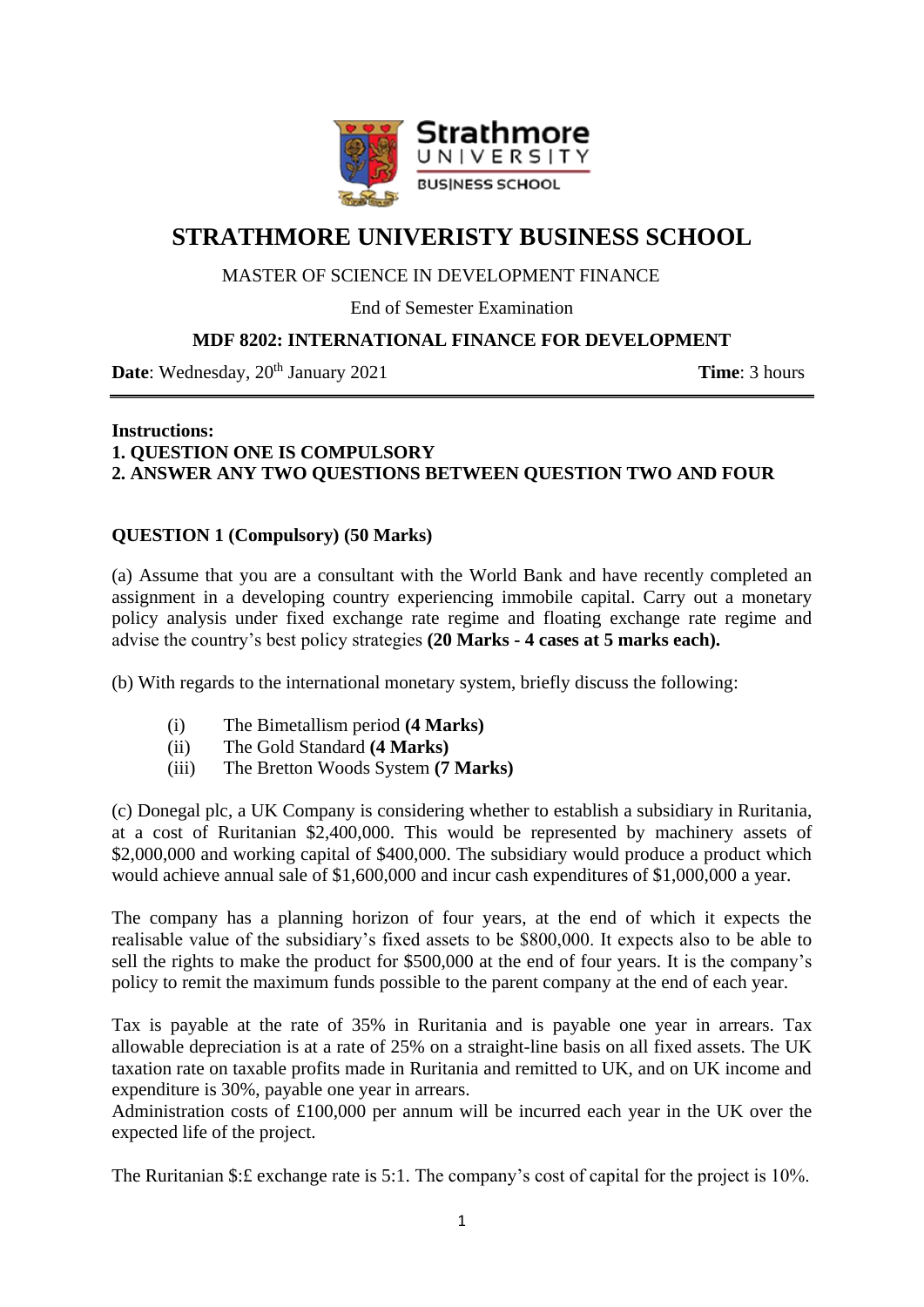# STRATHMORE UNIVERISTY BUSINESS SCHOOL

MASTER OF SCIENCE IN DEVELOPMENT FINANCE

End of Semester Examination

**MDF 8202: INTERNATIONAL FINANCE FOR DEVELOPMENT**

**Date**: Wednesday, 20th January 2021 **Time**: 3 hours

---

**Instructions:**
**1. QUESTION ONE IS COMPULSORY**
**2. ANSWER ANY TWO QUESTIONS BETWEEN QUESTION TWO AND FOUR**

**QUESTION 1 (Compulsory) (50 Marks)**

(a) Assume that you are a consultant with the World Bank and have recently completed an assignment in a developing country experiencing immobile capital. Carry out a monetary policy analysis under fixed exchange rate regime and floating exchange rate regime and advise the country's best policy strategies **(20 Marks - 4 cases at 5 marks each).**

(b) With regards to the international monetary system, briefly discuss the following:

(i) The Bimetallism period **(4 Marks)**
(ii) The Gold Standard **(4 Marks)**
(iii) The Bretton Woods System **(7 Marks)**

(c) Donegal plc, a UK Company is considering whether to establish a subsidiary in Ruritania, at a cost of Ruritanian $2,400,000. This would be represented by machinery assets of $2,000,000 and working capital of $400,000. The subsidiary would produce a product which would achieve annual sale of $1,600,000 and incur cash expenditures of $1,000,000 a year.

The company has a planning horizon of four years, at the end of which it expects the realisable value of the subsidiary's fixed assets to be $800,000. It expects also to be able to sell the rights to make the product for $500,000 at the end of four years. It is the company's policy to remit the maximum funds possible to the parent company at the end of each year.

Tax is payable at the rate of 35% in Ruritania and is payable one year in arrears. Tax allowable depreciation is at a rate of 25% on a straight-line basis on all fixed assets. The UK taxation rate on taxable profits made in Ruritania and remitted to UK, and on UK income and expenditure is 30%, payable one year in arrears.
Administration costs of £100,000 per annum will be incurred each year in the UK over the expected life of the project.

The Ruritanian $:£ exchange rate is 5:1. The company's cost of capital for the project is 10%.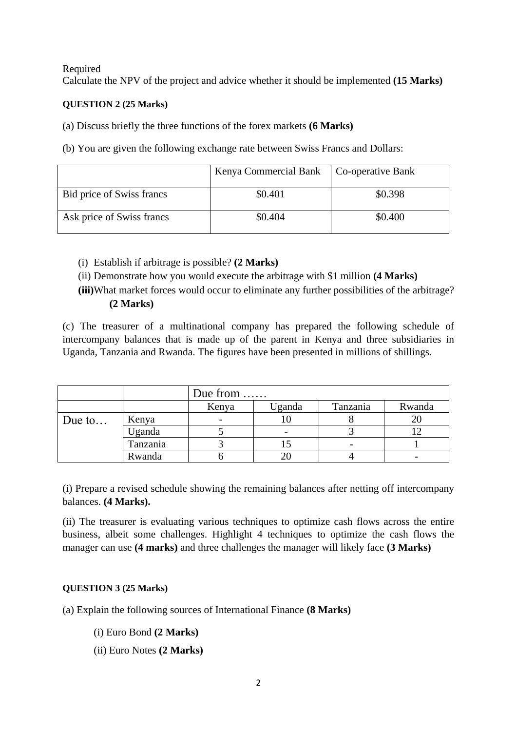Required

Calculate the NPV of the project and advice whether it should be implemented **(15 Marks)**

**QUESTION 2 (25 Marks)**

(a) Discuss briefly the three functions of the forex markets **(6 Marks)**

(b) You are given the following exchange rate between Swiss Francs and Dollars:

| | Kenya Commercial Bank | Co-operative Bank |
|---|---|---|
| Bid price of Swiss francs | \$0.401 | \$0.398 |
| Ask price of Swiss francs | \$0.404 | \$0.400 |

(i) Establish if arbitrage is possible? **(2 Marks)**

(ii) Demonstrate how you would execute the arbitrage with \$1 million **(4 Marks)**

**(iii)**What market forces would occur to eliminate any further possibilities of the arbitrage? **(2 Marks)**

(c) The treasurer of a multinational company has prepared the following schedule of intercompany balances that is made up of the parent in Kenya and three subsidiaries in Uganda, Tanzania and Rwanda. The figures have been presented in millions of shillings.

| | | Due from …… | | | |
|---|---|---|---|---|---|
| | | Kenya | Uganda | Tanzania | Rwanda |
| Due to… | Kenya | - | 10 | 8 | 20 |
| | Uganda | 5 | - | 3 | 12 |
| | Tanzania | 3 | 15 | - | 1 |
| | Rwanda | 6 | 20 | 4 | - |

(i) Prepare a revised schedule showing the remaining balances after netting off intercompany balances. **(4 Marks).**

(ii) The treasurer is evaluating various techniques to optimize cash flows across the entire business, albeit some challenges. Highlight 4 techniques to optimize the cash flows the manager can use **(4 marks)** and three challenges the manager will likely face **(3 Marks)**

**QUESTION 3 (25 Marks)**

(a) Explain the following sources of International Finance **(8 Marks)**

(i) Euro Bond **(2 Marks)**

(ii) Euro Notes **(2 Marks)**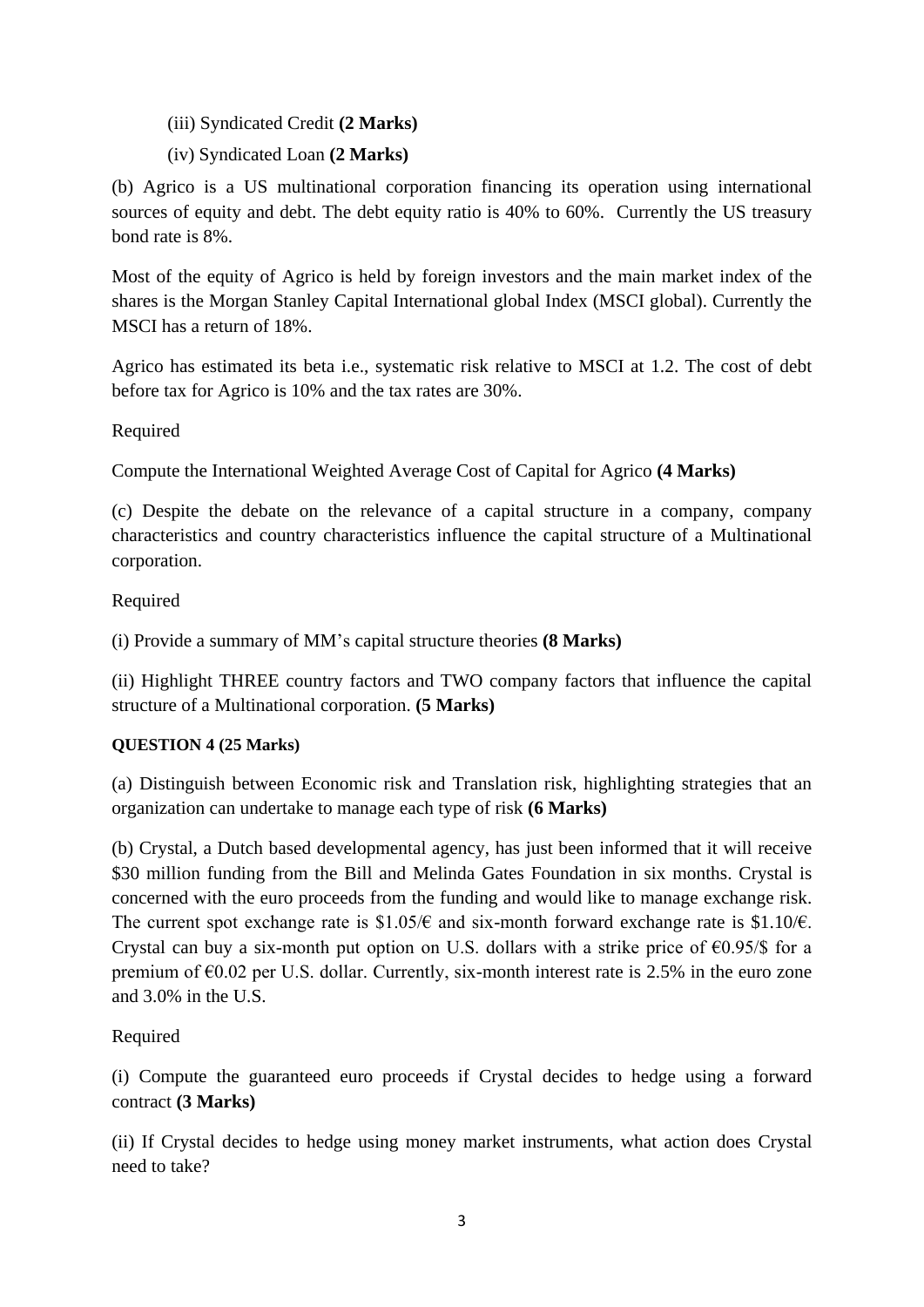(iii) Syndicated Credit **(2 Marks)**

(iv) Syndicated Loan **(2 Marks)**

(b) Agrico is a US multinational corporation financing its operation using international sources of equity and debt. The debt equity ratio is 40% to 60%. Currently the US treasury bond rate is 8%.

Most of the equity of Agrico is held by foreign investors and the main market index of the shares is the Morgan Stanley Capital International global Index (MSCI global). Currently the MSCI has a return of 18%.

Agrico has estimated its beta i.e., systematic risk relative to MSCI at 1.2. The cost of debt before tax for Agrico is 10% and the tax rates are 30%.

Required

Compute the International Weighted Average Cost of Capital for Agrico **(4 Marks)**

(c) Despite the debate on the relevance of a capital structure in a company, company characteristics and country characteristics influence the capital structure of a Multinational corporation.

Required

(i) Provide a summary of MM's capital structure theories **(8 Marks)**

(ii) Highlight THREE country factors and TWO company factors that influence the capital structure of a Multinational corporation. **(5 Marks)**

**QUESTION 4 (25 Marks)**

(a) Distinguish between Economic risk and Translation risk, highlighting strategies that an organization can undertake to manage each type of risk **(6 Marks)**

(b) Crystal, a Dutch based developmental agency, has just been informed that it will receive $30 million funding from the Bill and Melinda Gates Foundation in six months. Crystal is concerned with the euro proceeds from the funding and would like to manage exchange risk. The current spot exchange rate is $1.05/€ and six-month forward exchange rate is $1.10/€. Crystal can buy a six-month put option on U.S. dollars with a strike price of €0.95/$ for a premium of €0.02 per U.S. dollar. Currently, six-month interest rate is 2.5% in the euro zone and 3.0% in the U.S.

Required

(i) Compute the guaranteed euro proceeds if Crystal decides to hedge using a forward contract **(3 Marks)**

(ii) If Crystal decides to hedge using money market instruments, what action does Crystal need to take?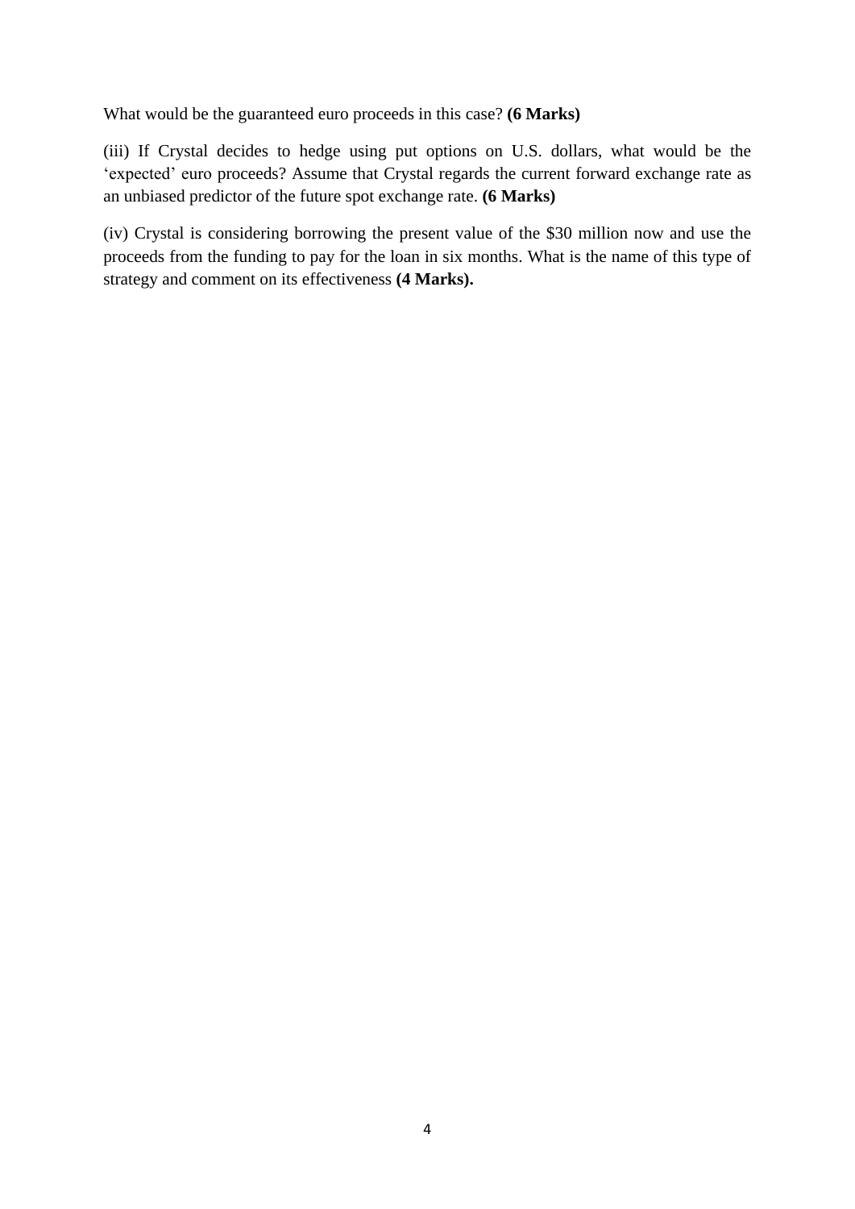What would be the guaranteed euro proceeds in this case? **(6 Marks)**

(iii) If Crystal decides to hedge using put options on U.S. dollars, what would be the ‘expected’ euro proceeds? Assume that Crystal regards the current forward exchange rate as an unbiased predictor of the future spot exchange rate. **(6 Marks)**

(iv) Crystal is considering borrowing the present value of the $30 million now and use the proceeds from the funding to pay for the loan in six months. What is the name of this type of strategy and comment on its effectiveness **(4 Marks).**